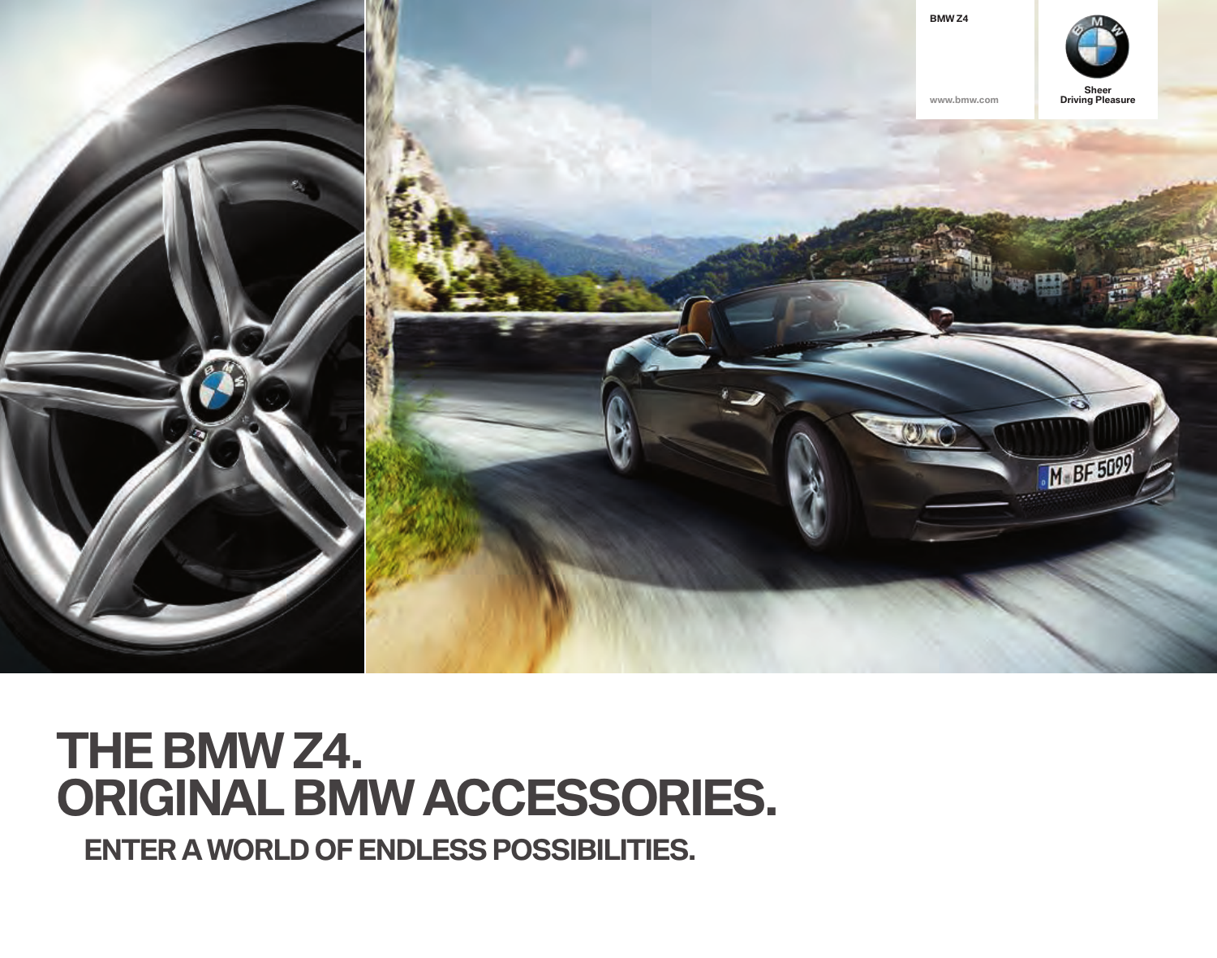BMW Z4

www.bmw.com

Sheer Driving Pleasure

# THE BMW Z4. ORIGINAL BMW ACCESSORIES.

## ENTER A WORLD OF ENDLESS POSSIBILITIES.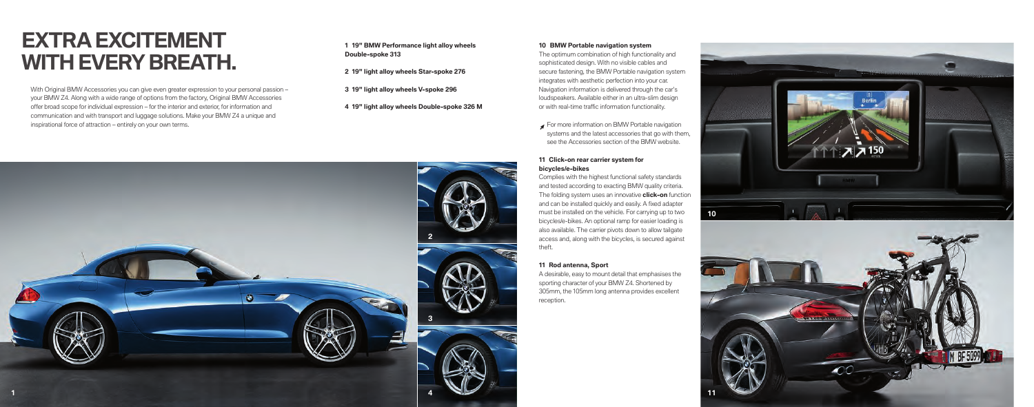# EXTRA EXCITEMENT WITH EVERY BREATH.

With Original BMW Accessories you can give even greater expression to your personal passion – your BMW Z4. Along with a wide range of options from the factory, Original BMW Accessories offer broad scope for individual expression – for the interior and exterior, for information and communication and with transport and luggage solutions. Make your BMW Z4 a unique and inspirational force of attraction – entirely on your own terms.

**1 19" BMW Performance light alloy wheels Double-spoke 313**

**2 19" light alloy wheels Star-spoke 276**

**3 19" light alloy wheels V-spoke 296**

**4 19" light alloy wheels Double-spoke 326 M**

**10 BMW Portable navigation system**

The optimum combination of high functionality and sophisticated design. With no visible cables and secure fastening, the BMW Portable navigation system integrates with aesthetic perfection into your car. Navigation information is delivered through the car's loudspeakers. Available either in an ultra-slim design or with real-time traffic information functionality.

For more information on BMW Portable navigation systems and the latest accessories that go with them, see the Accessories section of the BMW website.

**11 Click-on rear carrier system for bicycles/e-bikes**

Complies with the highest functional safety standards and tested according to exacting BMW quality criteria. The folding system uses an innovative **click-on** function and can be installed quickly and easily. A fixed adapter must be installed on the vehicle. For carrying up to two bicycles/e-bikes. An optional ramp for easier loading is also available. The carrier pivots down to allow tailgate access and, along with the bicycles, is secured against theft.

**11 Rod antenna, Sport**

A desirable, easy to mount detail that emphasises the sporting character of your BMW Z4. Shortened by 305mm, the 105mm long antenna provides excellent reception.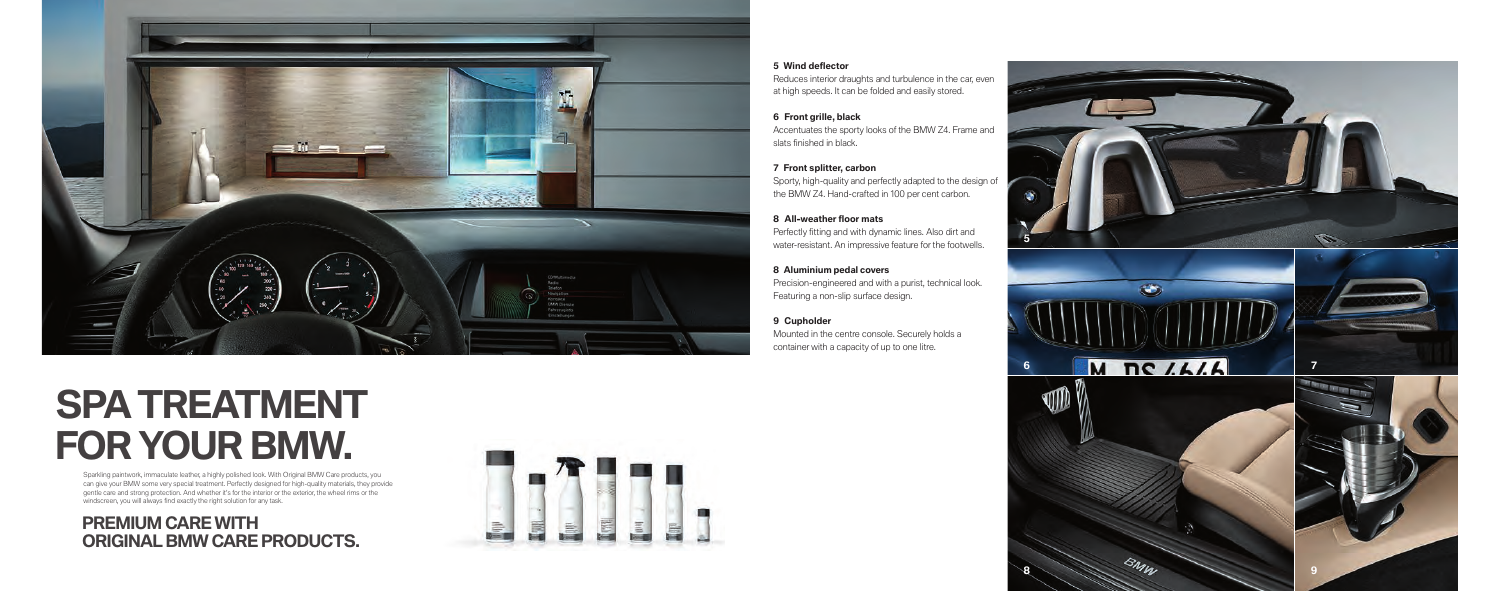# SPA TREATMENT FOR YOUR BMW.

Sparkling paintwork, immaculate leather, a highly polished look. With Original BMW Care products, you can give your BMW some very special treatment. Perfectly designed for high-quality materials, they provide gentle care and strong protection. And whether it's for the interior or the exterior, the wheel rims or the windscreen, you will always find exactly the right solution for any task.

## PREMIUM CARE WITH ORIGINAL BMW CARE PRODUCTS.

**5 Wind deflector**
Reduces interior draughts and turbulence in the car, even at high speeds. It can be folded and easily stored.

**6 Front grille, black**
Accentuates the sporty looks of the BMW Z4. Frame and slats finished in black.

**7 Front splitter, carbon**
Sporty, high-quality and perfectly adapted to the design of the BMW Z4. Hand-crafted in 100 per cent carbon.

**8 All-weather floor mats**
Perfectly fitting and with dynamic lines. Also dirt and water-resistant. An impressive feature for the footwells.

**8 Aluminium pedal covers**
Precision-engineered and with a purist, technical look. Featuring a non-slip surface design.

**9 Cupholder**
Mounted in the centre console. Securely holds a container with a capacity of up to one litre.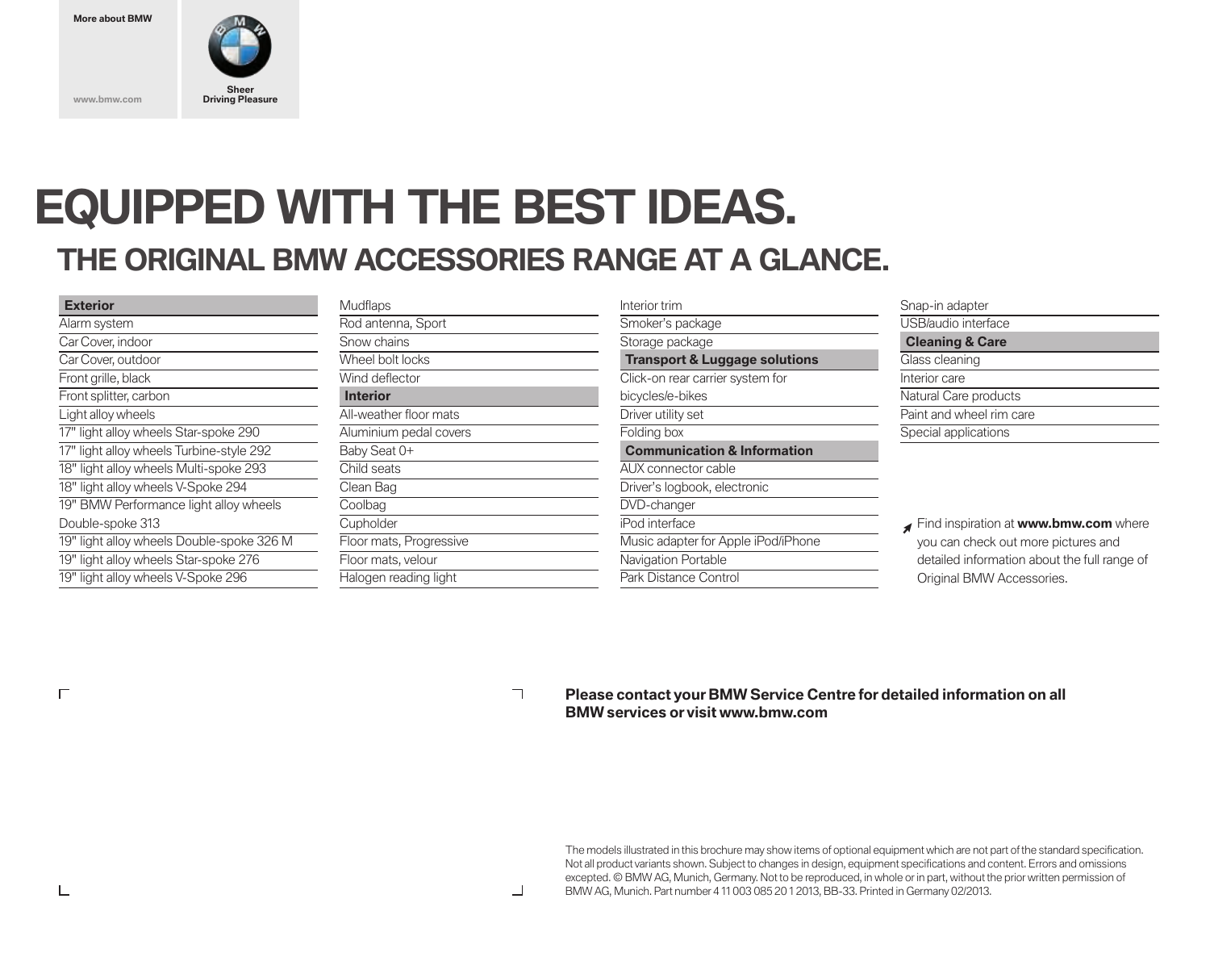More about BMW

www.bmw.com

Sheer Driving Pleasure

# EQUIPPED WITH THE BEST IDEAS.

## THE ORIGINAL BMW ACCESSORIES RANGE AT A GLANCE.

**Exterior**

- Alarm system
- Car Cover, indoor
- Car Cover, outdoor
- Front grille, black
- Front splitter, carbon
- Light alloy wheels
- 17" light alloy wheels Star-spoke 290
- 17" light alloy wheels Turbine-style 292
- 18" light alloy wheels Multi-spoke 293
- 18" light alloy wheels V-Spoke 294
- 19" BMW Performance light alloy wheels Double-spoke 313
- 19" light alloy wheels Double-spoke 326 M
- 19" light alloy wheels Star-spoke 276
- 19" light alloy wheels V-Spoke 296
- Mudflaps
- Rod antenna, Sport
- Snow chains
- Wheel bolt locks
- Wind deflector

**Interior**

- All-weather floor mats
- Aluminium pedal covers
- Baby Seat 0+
- Child seats
- Clean Bag
- Coolbag
- Cupholder
- Floor mats, Progressive
- Floor mats, velour
- Halogen reading light
- Interior trim
- Smoker's package
- Storage package

**Transport & Luggage solutions**

- Click-on rear carrier system for bicycles/e-bikes
- Driver utility set
- Folding box

**Communication & Information**

- AUX connector cable
- Driver's logbook, electronic
- DVD-changer
- iPod interface
- Music adapter for Apple iPod/iPhone
- Navigation Portable
- Park Distance Control
- Snap-in adapter
- USB/audio interface

**Cleaning & Care**

- Glass cleaning
- Interior care
- Natural Care products
- Paint and wheel rim care
- Special applications

Find inspiration at **www.bmw.com** where you can check out more pictures and detailed information about the full range of Original BMW Accessories.

**Please contact your BMW Service Centre for detailed information on all BMW services or visit www.bmw.com**

The models illustrated in this brochure may show items of optional equipment which are not part of the standard specification. Not all product variants shown. Subject to changes in design, equipment specifications and content. Errors and omissions excepted. © BMW AG, Munich, Germany. Not to be reproduced, in whole or in part, without the prior written permission of BMW AG, Munich. Part number 4 11 003 085 20 1 2013, BB-33. Printed in Germany 02/2013.